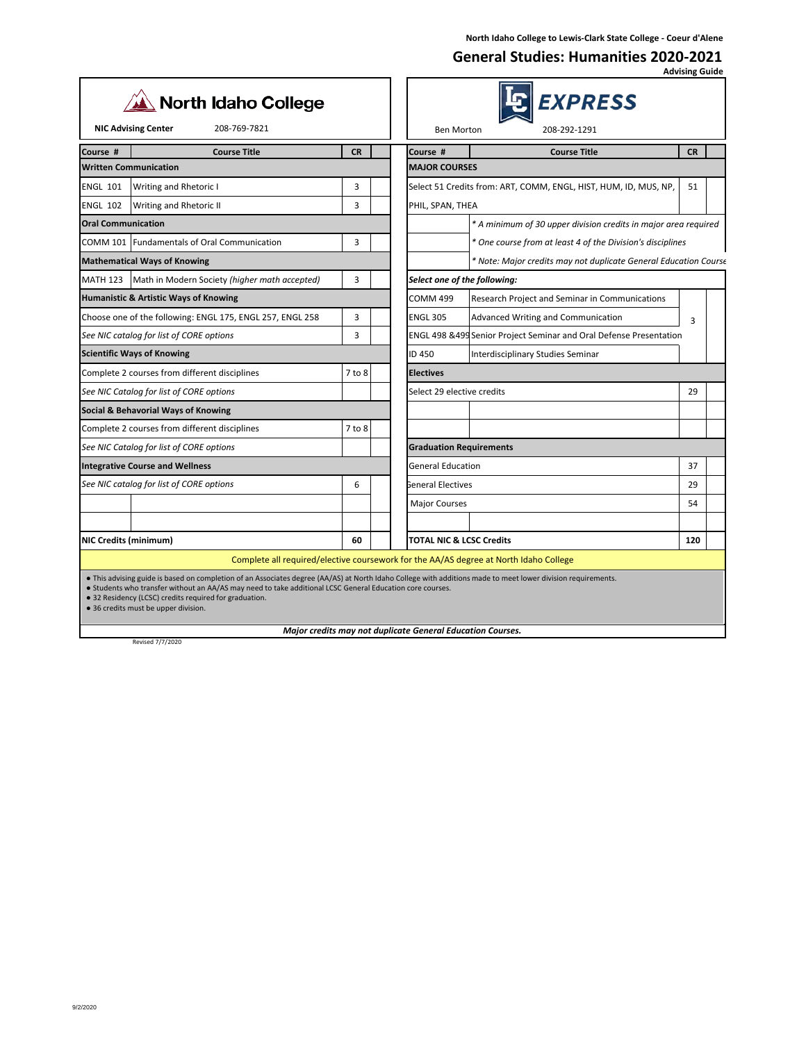North Idaho College to Lewis-Clark State College - Coeur d'Alene

# General Studies: Humanities 2020-2021

**Advising Guide**

**North Idaho College**

**NIC Advising Center** 208-769-7821

**EXPRESS**

Ben Morton 208-292-1291

| Course # | Course Title | CR | |
|---|---|---|---|
| **Written Communication** | | | |
| ENGL 101 | Writing and Rhetoric I | 3 | |
| ENGL 102 | Writing and Rhetoric II | 3 | |
| **Oral Communication** | | | |
| COMM 101 | Fundamentals of Oral Communication | 3 | |
| **Mathematical Ways of Knowing** | | | |
| MATH 123 | Math in Modern Society *(higher math accepted)* | 3 | |
| **Humanistic & Artistic Ways of Knowing** | | | |
| Choose one of the following: ENGL 175, ENGL 257, ENGL 258 | | 3 | |
| *See NIC catalog for list of CORE options* | | 3 | |
| **Scientific Ways of Knowing** | | | |
| Complete 2 courses from different disciplines | | 7 to 8 | |
| *See NIC Catalog for list of CORE options* | | | |
| **Social & Behavorial Ways of Knowing** | | | |
| Complete 2 courses from different disciplines | | 7 to 8 | |
| *See NIC Catalog for list of CORE options* | | | |
| **Integrative Course and Wellness** | | | |
| *See NIC catalog for list of CORE options* | | 6 | |
| | | | |
| | | | |
| **NIC Credits (minimum)** | | **60** | |

| Course # | Course Title | CR | |
|---|---|---|---|
| **MAJOR COURSES** | | | |
| Select 51 Credits from: ART, COMM, ENGL, HIST, HUM, ID, MUS, NP, PHIL, SPAN, THEA | | 51 | |
| | *\* A minimum of 30 upper division credits in major area required* | | |
| | *\* One course from at least 4 of the Division's disciplines* | | |
| | *\* Note: Major credits may not duplicate General Education Course* | | |
| *Select one of the following:* | | | |
| COMM 499 | Research Project and Seminar in Communications | 3 | |
| ENGL 305 | Advanced Writing and Communication | | |
| ENGL 498 &499 | Senior Project Seminar and Oral Defense Presentation | | |
| ID 450 | Interdisciplinary Studies Seminar | | |
| **Electives** | | | |
| Select 29 elective credits | | 29 | |
| | | | |
| | | | |
| **Graduation Requirements** | | | |
| General Education | | 37 | |
| General Electives | | 29 | |
| Major Courses | | 54 | |
| | | | |
| **TOTAL NIC & LCSC Credits** | | **120** | |

Complete all required/elective coursework for the AA/AS degree at North Idaho College

- This advising guide is based on completion of an Associates degree (AA/AS) at North Idaho College with additions made to meet lower division requirements.
- Students who transfer without an AA/AS may need to take additional LCSC General Education core courses.
- 32 Residency (LCSC) credits required for graduation.
- 36 credits must be upper division.

***Major credits may not duplicate General Education Courses.***

Revised 7/7/2020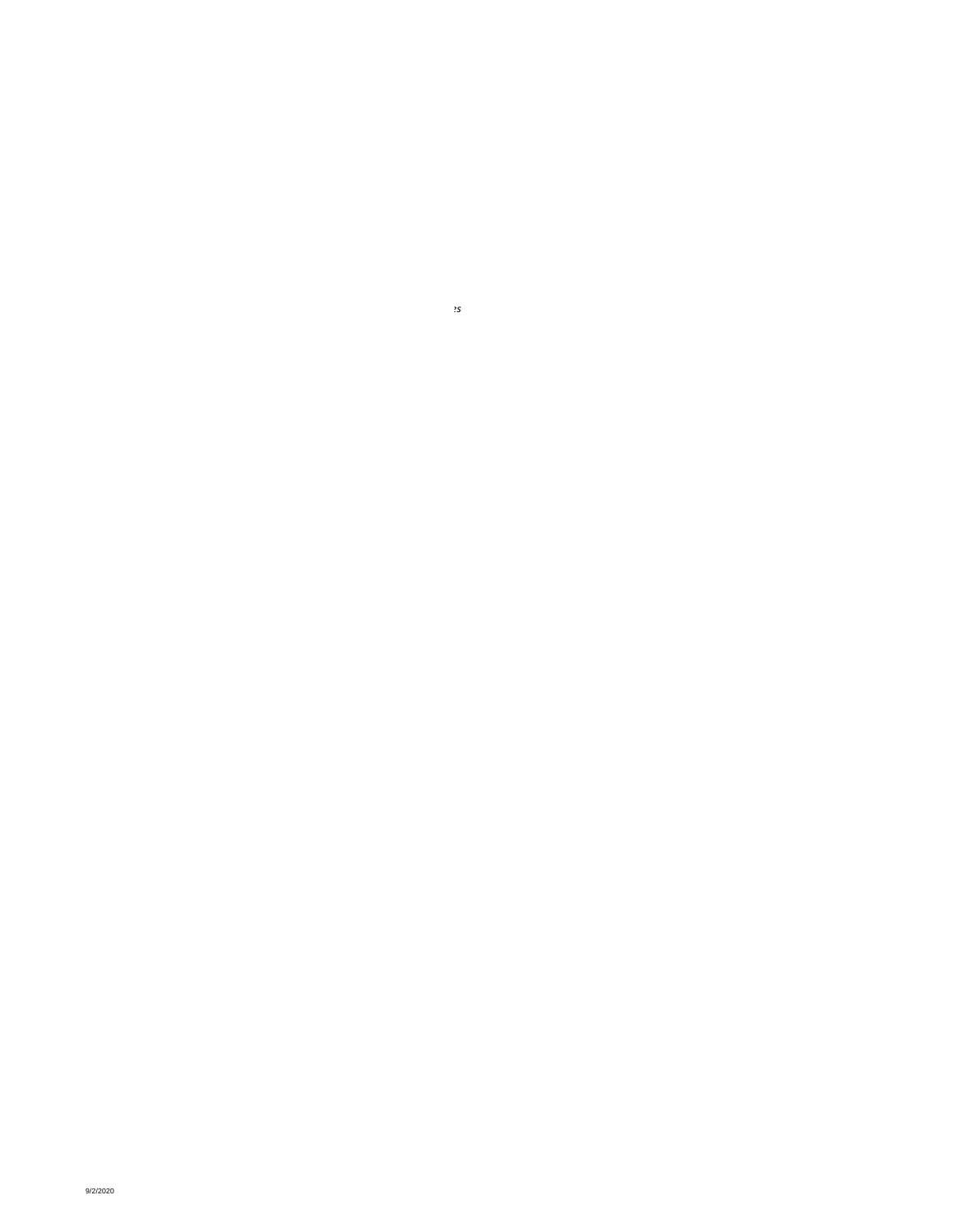’s